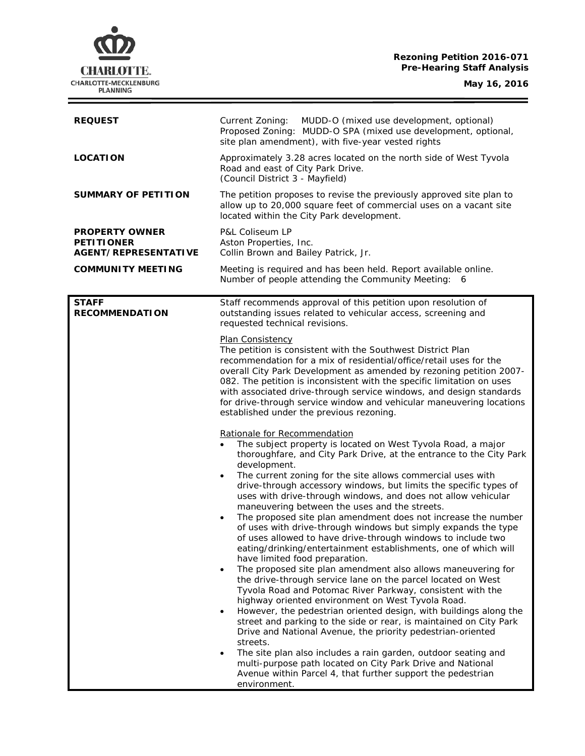**Rezoning Petition 2016-071**
**Pre-Hearing Staff Analysis**
**May 16, 2016**

| | |
|---|---|
| **REQUEST** | Current Zoning: MUDD-O (mixed use development, optional)<br>Proposed Zoning: MUDD-O SPA (mixed use development, optional, site plan amendment), with five-year vested rights |
| **LOCATION** | Approximately 3.28 acres located on the north side of West Tyvola Road and east of City Park Drive.<br>(Council District 3 - Mayfield) |
| **SUMMARY OF PETITION** | The petition proposes to revise the previously approved site plan to allow up to 20,000 square feet of commercial uses on a vacant site located within the City Park development. |
| **PROPERTY OWNER**<br>**PETITIONER**<br>**AGENT/REPRESENTATIVE** | P&L Coliseum LP<br>Aston Properties, Inc.<br>Collin Brown and Bailey Patrick, Jr. |
| **COMMUNITY MEETING** | Meeting is required and has been held. Report available online.<br>Number of people attending the Community Meeting: 6 |

**STAFF RECOMMENDATION**

Staff recommends approval of this petition upon resolution of outstanding issues related to vehicular access, screening and requested technical revisions.

Plan Consistency

The petition is consistent with the Southwest District Plan recommendation for a mix of residential/office/retail uses for the overall City Park Development as amended by rezoning petition 2007-082. The petition is inconsistent with the specific limitation on uses with associated drive-through service windows, and design standards for drive-through service window and vehicular maneuvering locations established under the previous rezoning.

Rationale for Recommendation

- The subject property is located on West Tyvola Road, a major thoroughfare, and City Park Drive, at the entrance to the City Park development.
- The current zoning for the site allows commercial uses with drive-through accessory windows, but limits the specific types of uses with drive-through windows, and does not allow vehicular maneuvering between the uses and the streets.
- The proposed site plan amendment does not increase the number of uses with drive-through windows but simply expands the type of uses allowed to have drive-through windows to include two eating/drinking/entertainment establishments, one of which will have limited food preparation.
- The proposed site plan amendment also allows maneuvering for the drive-through service lane on the parcel located on West Tyvola Road and Potomac River Parkway, consistent with the highway oriented environment on West Tyvola Road.
- However, the pedestrian oriented design, with buildings along the street and parking to the side or rear, is maintained on City Park Drive and National Avenue, the priority pedestrian-oriented streets.
- The site plan also includes a rain garden, outdoor seating and multi-purpose path located on City Park Drive and National Avenue within Parcel 4, that further support the pedestrian environment.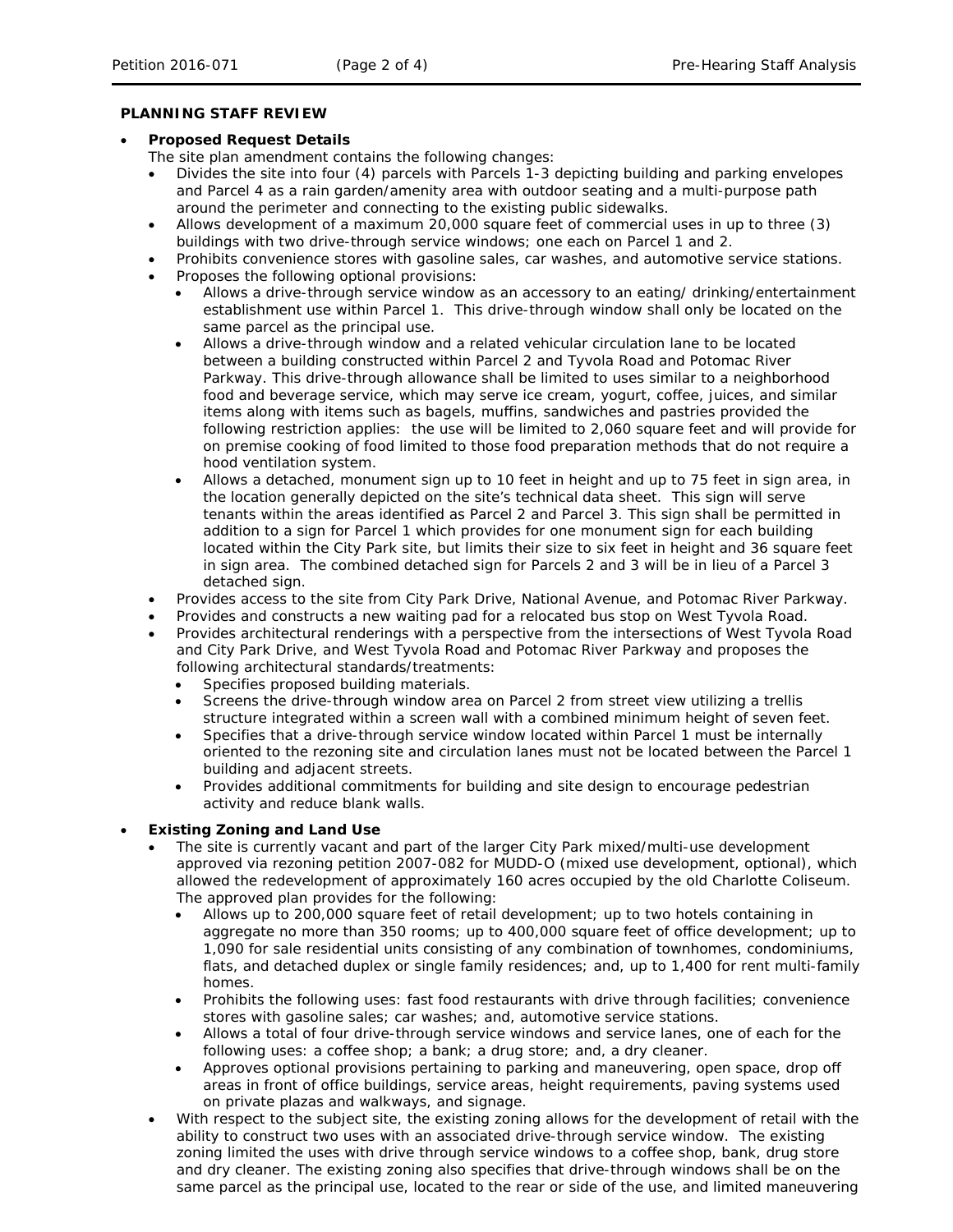**PLANNING STAFF REVIEW**

- **Proposed Request Details**

  The site plan amendment contains the following changes:
  - Divides the site into four (4) parcels with Parcels 1-3 depicting building and parking envelopes and Parcel 4 as a rain garden/amenity area with outdoor seating and a multi-purpose path around the perimeter and connecting to the existing public sidewalks.
  - Allows development of a maximum 20,000 square feet of commercial uses in up to three (3) buildings with two drive-through service windows; one each on Parcel 1 and 2.
  - Prohibits convenience stores with gasoline sales, car washes, and automotive service stations.
  - Proposes the following optional provisions:
    - Allows a drive-through service window as an accessory to an eating/ drinking/entertainment establishment use within Parcel 1. This drive-through window shall only be located on the same parcel as the principal use.
    - Allows a drive-through window and a related vehicular circulation lane to be located between a building constructed within Parcel 2 and Tyvola Road and Potomac River Parkway. This drive-through allowance shall be limited to uses similar to a neighborhood food and beverage service, which may serve ice cream, yogurt, coffee, juices, and similar items along with items such as bagels, muffins, sandwiches and pastries provided the following restriction applies: the use will be limited to 2,060 square feet and will provide for on premise cooking of food limited to those food preparation methods that do not require a hood ventilation system.
    - Allows a detached, monument sign up to 10 feet in height and up to 75 feet in sign area, in the location generally depicted on the site's technical data sheet. This sign will serve tenants within the areas identified as Parcel 2 and Parcel 3. This sign shall be permitted in addition to a sign for Parcel 1 which provides for one monument sign for each building located within the City Park site, but limits their size to six feet in height and 36 square feet in sign area. The combined detached sign for Parcels 2 and 3 will be in lieu of a Parcel 3 detached sign.
  - Provides access to the site from City Park Drive, National Avenue, and Potomac River Parkway.
  - Provides and constructs a new waiting pad for a relocated bus stop on West Tyvola Road.
  - Provides architectural renderings with a perspective from the intersections of West Tyvola Road and City Park Drive, and West Tyvola Road and Potomac River Parkway and proposes the following architectural standards/treatments:
    - Specifies proposed building materials.
    - Screens the drive-through window area on Parcel 2 from street view utilizing a trellis structure integrated within a screen wall with a combined minimum height of seven feet.
    - Specifies that a drive-through service window located within Parcel 1 must be internally oriented to the rezoning site and circulation lanes must not be located between the Parcel 1 building and adjacent streets.
    - Provides additional commitments for building and site design to encourage pedestrian activity and reduce blank walls.

- **Existing Zoning and Land Use**
  - The site is currently vacant and part of the larger City Park mixed/multi-use development approved via rezoning petition 2007-082 for MUDD-O (mixed use development, optional), which allowed the redevelopment of approximately 160 acres occupied by the old Charlotte Coliseum. The approved plan provides for the following:
    - Allows up to 200,000 square feet of retail development; up to two hotels containing in aggregate no more than 350 rooms; up to 400,000 square feet of office development; up to 1,090 for sale residential units consisting of any combination of townhomes, condominiums, flats, and detached duplex or single family residences; and, up to 1,400 for rent multi-family homes.
    - Prohibits the following uses: fast food restaurants with drive through facilities; convenience stores with gasoline sales; car washes; and, automotive service stations.
    - Allows a total of four drive-through service windows and service lanes, one of each for the following uses: a coffee shop; a bank; a drug store; and, a dry cleaner.
    - Approves optional provisions pertaining to parking and maneuvering, open space, drop off areas in front of office buildings, service areas, height requirements, paving systems used on private plazas and walkways, and signage.
  - With respect to the subject site, the existing zoning allows for the development of retail with the ability to construct two uses with an associated drive-through service window. The existing zoning limited the uses with drive through service windows to a coffee shop, bank, drug store and dry cleaner. The existing zoning also specifies that drive-through windows shall be on the same parcel as the principal use, located to the rear or side of the use, and limited maneuvering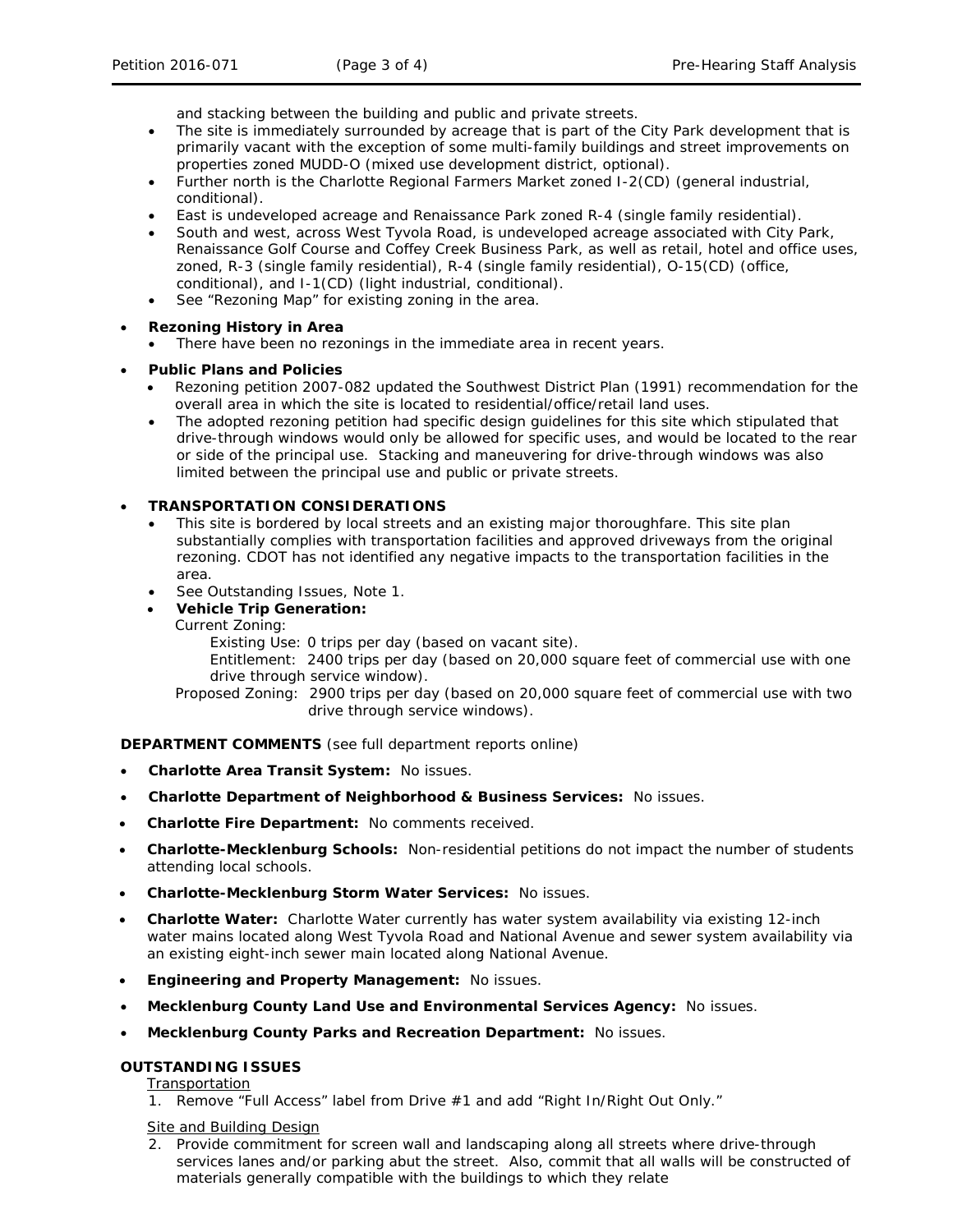and stacking between the building and public and private streets.
  - The site is immediately surrounded by acreage that is part of the City Park development that is primarily vacant with the exception of some multi-family buildings and street improvements on properties zoned MUDD-O (mixed use development district, optional).
  - Further north is the Charlotte Regional Farmers Market zoned I-2(CD) (general industrial, conditional).
  - East is undeveloped acreage and Renaissance Park zoned R-4 (single family residential).
  - South and west, across West Tyvola Road, is undeveloped acreage associated with City Park, Renaissance Golf Course and Coffey Creek Business Park, as well as retail, hotel and office uses, zoned, R-3 (single family residential), R-4 (single family residential), O-15(CD) (office, conditional), and I-1(CD) (light industrial, conditional).
  - See "Rezoning Map" for existing zoning in the area.

- **Rezoning History in Area**
  - There have been no rezonings in the immediate area in recent years.

- **Public Plans and Policies**
  - Rezoning petition 2007-082 updated the Southwest District Plan (1991) recommendation for the overall area in which the site is located to residential/office/retail land uses.
  - The adopted rezoning petition had specific design guidelines for this site which stipulated that drive-through windows would only be allowed for specific uses, and would be located to the rear or side of the principal use. Stacking and maneuvering for drive-through windows was also limited between the principal use and public or private streets.

- **TRANSPORTATION CONSIDERATIONS**
  - This site is bordered by local streets and an existing major thoroughfare. This site plan substantially complies with transportation facilities and approved driveways from the original rezoning. CDOT has not identified any negative impacts to the transportation facilities in the area.
  - See Outstanding Issues, Note 1.
  - **Vehicle Trip Generation:**

    Current Zoning:

    Existing Use: 0 trips per day (based on vacant site).

    Entitlement: 2400 trips per day (based on 20,000 square feet of commercial use with one drive through service window).

    Proposed Zoning: 2900 trips per day (based on 20,000 square feet of commercial use with two drive through service windows).

**DEPARTMENT COMMENTS** (see full department reports online)

- **Charlotte Area Transit System:** No issues.
- **Charlotte Department of Neighborhood & Business Services:** No issues.
- **Charlotte Fire Department:** No comments received.
- **Charlotte-Mecklenburg Schools:** Non-residential petitions do not impact the number of students attending local schools.
- **Charlotte-Mecklenburg Storm Water Services:** No issues.
- **Charlotte Water:** Charlotte Water currently has water system availability via existing 12-inch water mains located along West Tyvola Road and National Avenue and sewer system availability via an existing eight-inch sewer main located along National Avenue.
- **Engineering and Property Management:** No issues.
- **Mecklenburg County Land Use and Environmental Services Agency:** No issues.
- **Mecklenburg County Parks and Recreation Department:** No issues.

**OUTSTANDING ISSUES**

Transportation

1. Remove "Full Access" label from Drive #1 and add "Right In/Right Out Only."

Site and Building Design

2. Provide commitment for screen wall and landscaping along all streets where drive-through services lanes and/or parking abut the street. Also, commit that all walls will be constructed of materials generally compatible with the buildings to which they relate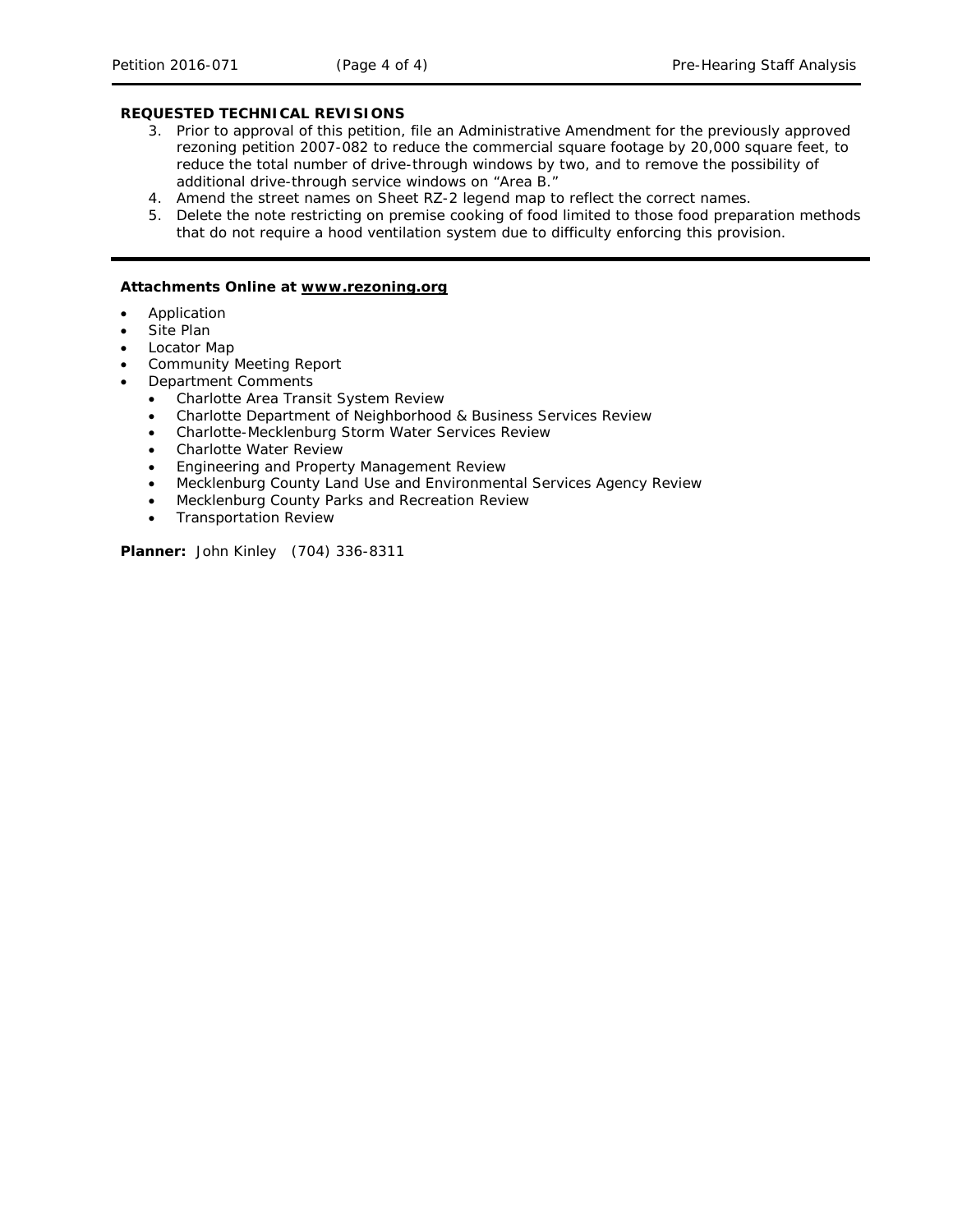**REQUESTED TECHNICAL REVISIONS**

3. Prior to approval of this petition, file an Administrative Amendment for the previously approved rezoning petition 2007-082 to reduce the commercial square footage by 20,000 square feet, to reduce the total number of drive-through windows by two, and to remove the possibility of additional drive-through service windows on “Area B.”
4. Amend the street names on Sheet RZ-2 legend map to reflect the correct names.
5. Delete the note restricting on premise cooking of food limited to those food preparation methods that do not require a hood ventilation system due to difficulty enforcing this provision.

---

**Attachments Online at www.rezoning.org**

- Application
- Site Plan
- Locator Map
- Community Meeting Report
- Department Comments
  - Charlotte Area Transit System Review
  - Charlotte Department of Neighborhood & Business Services Review
  - Charlotte-Mecklenburg Storm Water Services Review
  - Charlotte Water Review
  - Engineering and Property Management Review
  - Mecklenburg County Land Use and Environmental Services Agency Review
  - Mecklenburg County Parks and Recreation Review
  - Transportation Review

**Planner:** John Kinley (704) 336-8311